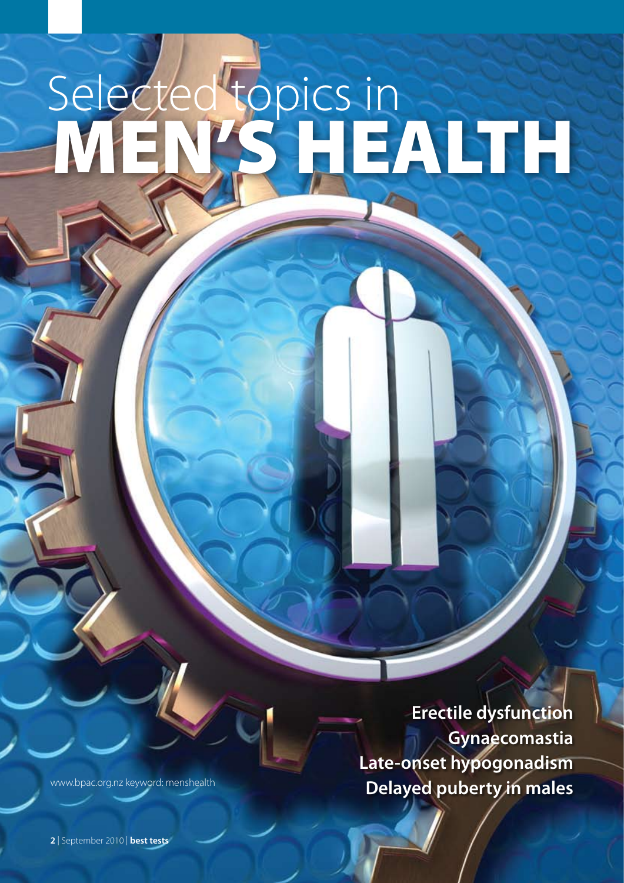# Selected topics in MEN'S HEALTH

**Erectile dysfunction**
**Gynaecomastia**
**Late-onset hypogonadism**
**Delayed puberty in males**

www.bpac.org.nz keyword: menshealth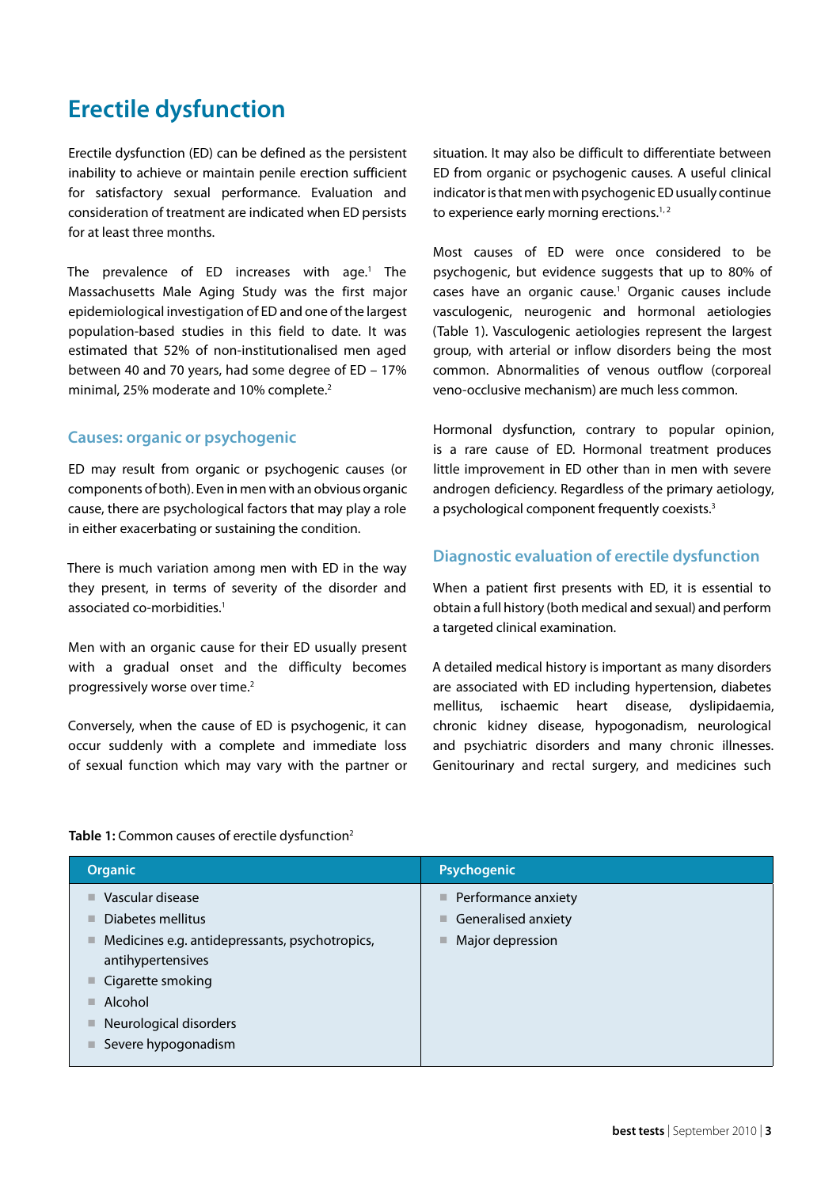# Erectile dysfunction

Erectile dysfunction (ED) can be defined as the persistent inability to achieve or maintain penile erection sufficient for satisfactory sexual performance. Evaluation and consideration of treatment are indicated when ED persists for at least three months.

The prevalence of ED increases with age.[1] The Massachusetts Male Aging Study was the first major epidemiological investigation of ED and one of the largest population-based studies in this field to date. It was estimated that 52% of non-institutionalised men aged between 40 and 70 years, had some degree of ED – 17% minimal, 25% moderate and 10% complete.[2]

## Causes: organic or psychogenic

ED may result from organic or psychogenic causes (or components of both). Even in men with an obvious organic cause, there are psychological factors that may play a role in either exacerbating or sustaining the condition.

There is much variation among men with ED in the way they present, in terms of severity of the disorder and associated co-morbidities.[1]

Men with an organic cause for their ED usually present with a gradual onset and the difficulty becomes progressively worse over time.[2]

Conversely, when the cause of ED is psychogenic, it can occur suddenly with a complete and immediate loss of sexual function which may vary with the partner or situation. It may also be difficult to differentiate between ED from organic or psychogenic causes. A useful clinical indicator is that men with psychogenic ED usually continue to experience early morning erections.[1,2]

Most causes of ED were once considered to be psychogenic, but evidence suggests that up to 80% of cases have an organic cause.[1] Organic causes include vasculogenic, neurogenic and hormonal aetiologies (Table 1). Vasculogenic aetiologies represent the largest group, with arterial or inflow disorders being the most common. Abnormalities of venous outflow (corporeal veno-occlusive mechanism) are much less common.

Hormonal dysfunction, contrary to popular opinion, is a rare cause of ED. Hormonal treatment produces little improvement in ED other than in men with severe androgen deficiency. Regardless of the primary aetiology, a psychological component frequently coexists.[3]

## Diagnostic evaluation of erectile dysfunction

When a patient first presents with ED, it is essential to obtain a full history (both medical and sexual) and perform a targeted clinical examination.

A detailed medical history is important as many disorders are associated with ED including hypertension, diabetes mellitus, ischaemic heart disease, dyslipidaemia, chronic kidney disease, hypogonadism, neurological and psychiatric disorders and many chronic illnesses. Genitourinary and rectal surgery, and medicines such

**Table 1:** Common causes of erectile dysfunction[2]

| Organic | Psychogenic |
|---|---|
| Vascular disease | Performance anxiety |
| Diabetes mellitus | Generalised anxiety |
| Medicines e.g. antidepressants, psychotropics, antihypertensives | Major depression |
| Cigarette smoking | |
| Alcohol | |
| Neurological disorders | |
| Severe hypogonadism | |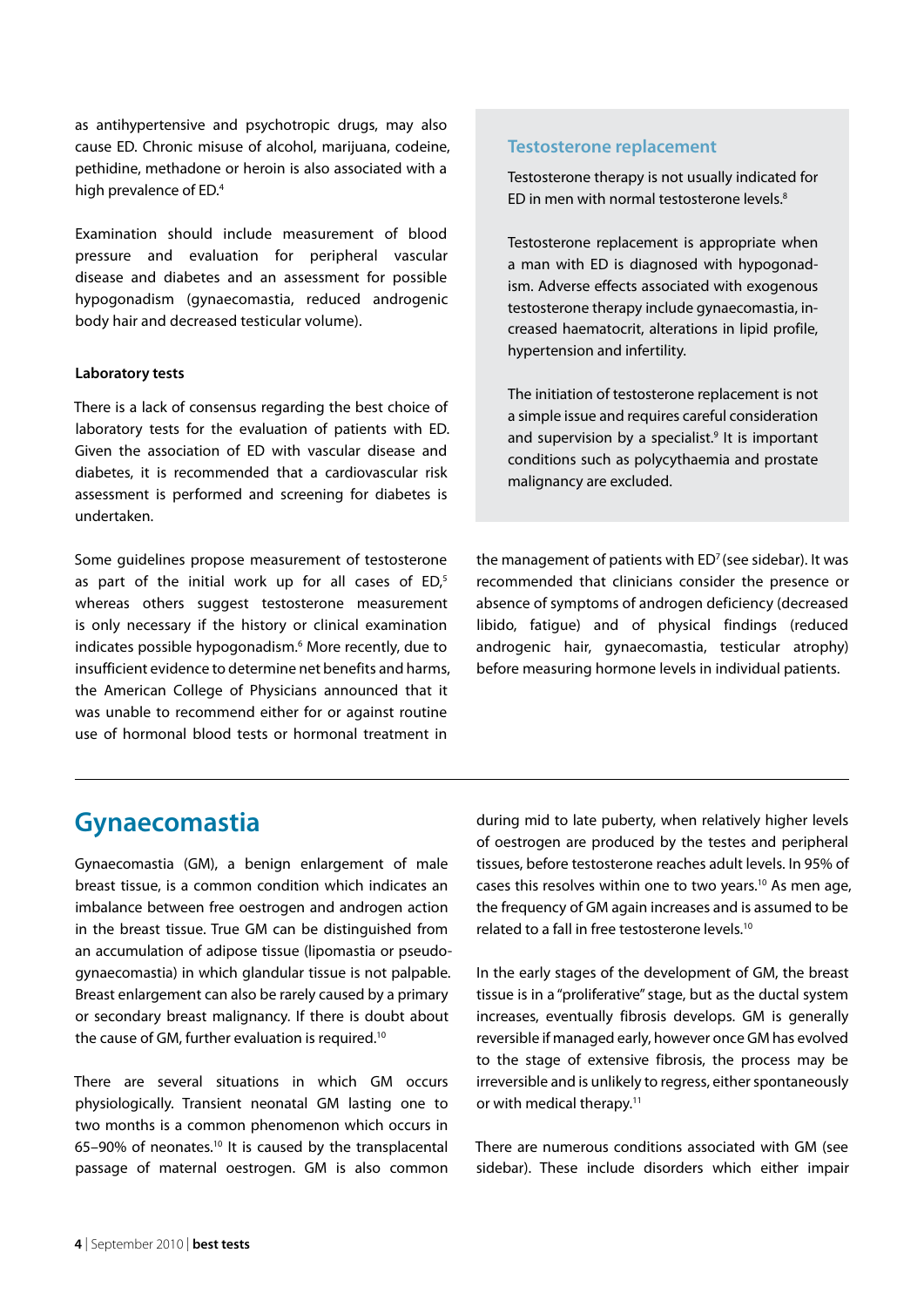as antihypertensive and psychotropic drugs, may also cause ED. Chronic misuse of alcohol, marijuana, codeine, pethidine, methadone or heroin is also associated with a high prevalence of ED.[4]

Examination should include measurement of blood pressure and evaluation for peripheral vascular disease and diabetes and an assessment for possible hypogonadism (gynaecomastia, reduced androgenic body hair and decreased testicular volume).

**Laboratory tests**

There is a lack of consensus regarding the best choice of laboratory tests for the evaluation of patients with ED. Given the association of ED with vascular disease and diabetes, it is recommended that a cardiovascular risk assessment is performed and screening for diabetes is undertaken.

Some guidelines propose measurement of testosterone as part of the initial work up for all cases of ED,[5] whereas others suggest testosterone measurement is only necessary if the history or clinical examination indicates possible hypogonadism.[6] More recently, due to insufficient evidence to determine net benefits and harms, the American College of Physicians announced that it was unable to recommend either for or against routine use of hormonal blood tests or hormonal treatment in the management of patients with ED[7] (see sidebar). It was recommended that clinicians consider the presence or absence of symptoms of androgen deficiency (decreased libido, fatigue) and of physical findings (reduced androgenic hair, gynaecomastia, testicular atrophy) before measuring hormone levels in individual patients.

### Testosterone replacement

Testosterone therapy is not usually indicated for ED in men with normal testosterone levels.[8]

Testosterone replacement is appropriate when a man with ED is diagnosed with hypogonadism. Adverse effects associated with exogenous testosterone therapy include gynaecomastia, increased haematocrit, alterations in lipid profile, hypertension and infertility.

The initiation of testosterone replacement is not a simple issue and requires careful consideration and supervision by a specialist.[9] It is important conditions such as polycythaemia and prostate malignancy are excluded.

## Gynaecomastia

Gynaecomastia (GM), a benign enlargement of male breast tissue, is a common condition which indicates an imbalance between free oestrogen and androgen action in the breast tissue. True GM can be distinguished from an accumulation of adipose tissue (lipomastia or pseudo-gynaecomastia) in which glandular tissue is not palpable. Breast enlargement can also be rarely caused by a primary or secondary breast malignancy. If there is doubt about the cause of GM, further evaluation is required.[10]

There are several situations in which GM occurs physiologically. Transient neonatal GM lasting one to two months is a common phenomenon which occurs in 65–90% of neonates.[10] It is caused by the transplacental passage of maternal oestrogen. GM is also common during mid to late puberty, when relatively higher levels of oestrogen are produced by the testes and peripheral tissues, before testosterone reaches adult levels. In 95% of cases this resolves within one to two years.[10] As men age, the frequency of GM again increases and is assumed to be related to a fall in free testosterone levels.[10]

In the early stages of the development of GM, the breast tissue is in a "proliferative" stage, but as the ductal system increases, eventually fibrosis develops. GM is generally reversible if managed early, however once GM has evolved to the stage of extensive fibrosis, the process may be irreversible and is unlikely to regress, either spontaneously or with medical therapy.[11]

There are numerous conditions associated with GM (see sidebar). These include disorders which either impair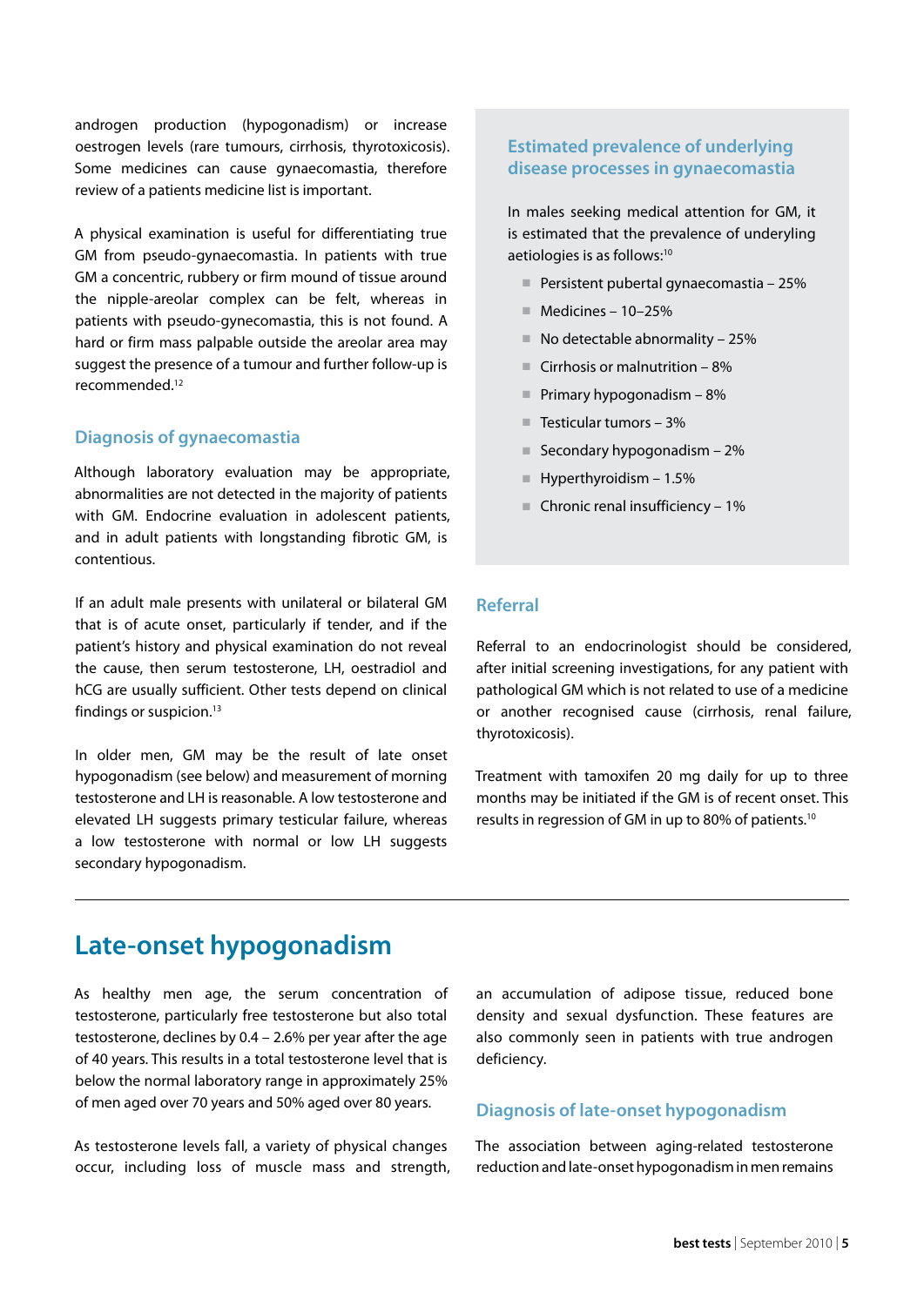androgen production (hypogonadism) or increase oestrogen levels (rare tumours, cirrhosis, thyrotoxicosis). Some medicines can cause gynaecomastia, therefore review of a patients medicine list is important.

A physical examination is useful for differentiating true GM from pseudo-gynaecomastia. In patients with true GM a concentric, rubbery or firm mound of tissue around the nipple-areolar complex can be felt, whereas in patients with pseudo-gynecomastia, this is not found. A hard or firm mass palpable outside the areolar area may suggest the presence of a tumour and further follow-up is recommended.[12]

### Diagnosis of gynaecomastia

Although laboratory evaluation may be appropriate, abnormalities are not detected in the majority of patients with GM. Endocrine evaluation in adolescent patients, and in adult patients with longstanding fibrotic GM, is contentious.

If an adult male presents with unilateral or bilateral GM that is of acute onset, particularly if tender, and if the patient's history and physical examination do not reveal the cause, then serum testosterone, LH, oestradiol and hCG are usually sufficient. Other tests depend on clinical findings or suspicion.[13]

In older men, GM may be the result of late onset hypogonadism (see below) and measurement of morning testosterone and LH is reasonable. A low testosterone and elevated LH suggests primary testicular failure, whereas a low testosterone with normal or low LH suggests secondary hypogonadism.

### Estimated prevalence of underlying disease processes in gynaecomastia

In males seeking medical attention for GM, it is estimated that the prevalence of underlying aetiologies is as follows:[10]

- Persistent pubertal gynaecomastia – 25%
- Medicines – 10–25%
- No detectable abnormality – 25%
- Cirrhosis or malnutrition – 8%
- Primary hypogonadism – 8%
- Testicular tumors – 3%
- Secondary hypogonadism – 2%
- Hyperthyroidism – 1.5%
- Chronic renal insufficiency – 1%

### Referral

Referral to an endocrinologist should be considered, after initial screening investigations, for any patient with pathological GM which is not related to use of a medicine or another recognised cause (cirrhosis, renal failure, thyrotoxicosis).

Treatment with tamoxifen 20 mg daily for up to three months may be initiated if the GM is of recent onset. This results in regression of GM in up to 80% of patients.[10]

## Late-onset hypogonadism

As healthy men age, the serum concentration of testosterone, particularly free testosterone but also total testosterone, declines by 0.4 – 2.6% per year after the age of 40 years. This results in a total testosterone level that is below the normal laboratory range in approximately 25% of men aged over 70 years and 50% aged over 80 years.

As testosterone levels fall, a variety of physical changes occur, including loss of muscle mass and strength, an accumulation of adipose tissue, reduced bone density and sexual dysfunction. These features are also commonly seen in patients with true androgen deficiency.

### Diagnosis of late-onset hypogonadism

The association between aging-related testosterone reduction and late-onset hypogonadism in men remains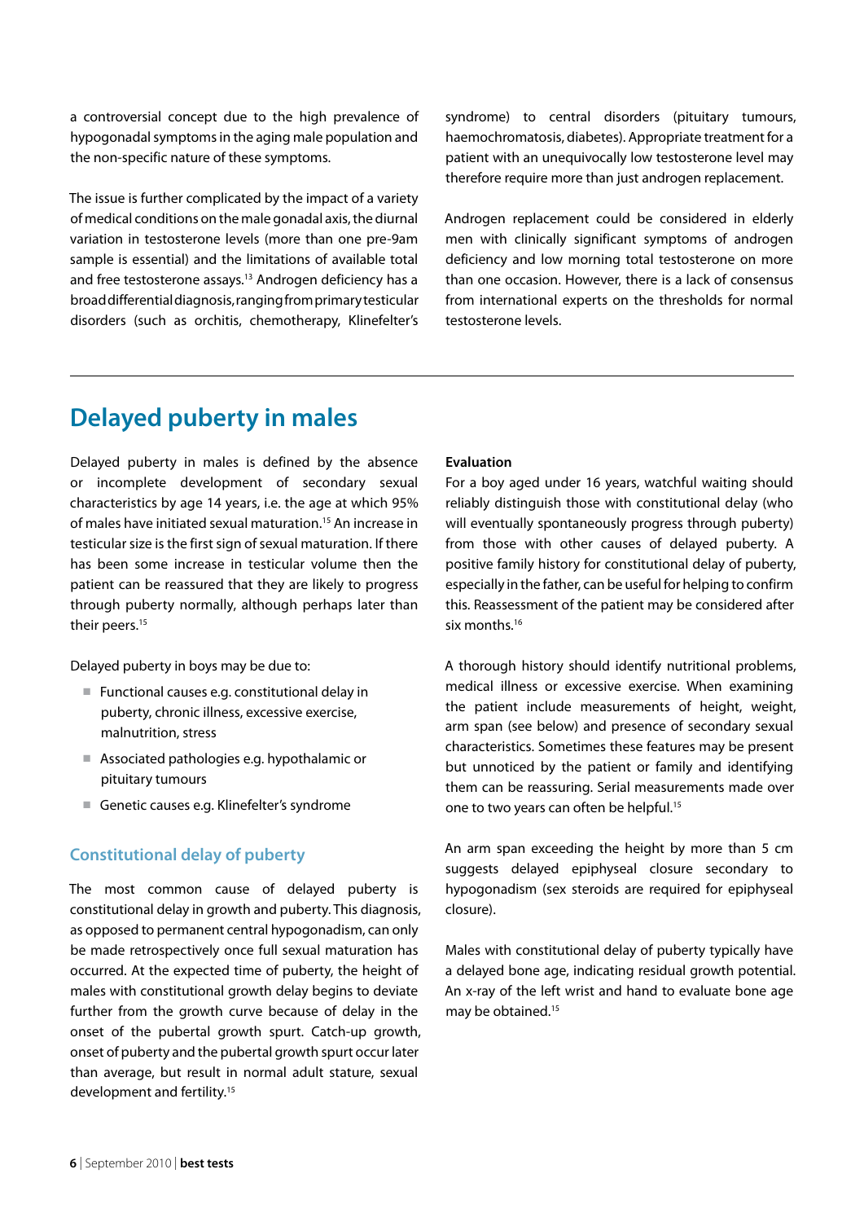a controversial concept due to the high prevalence of hypogonadal symptoms in the aging male population and the non-specific nature of these symptoms.

The issue is further complicated by the impact of a variety of medical conditions on the male gonadal axis, the diurnal variation in testosterone levels (more than one pre-9am sample is essential) and the limitations of available total and free testosterone assays.[13] Androgen deficiency has a broad differential diagnosis, ranging from primary testicular disorders (such as orchitis, chemotherapy, Klinefelter's syndrome) to central disorders (pituitary tumours, haemochromatosis, diabetes). Appropriate treatment for a patient with an unequivocally low testosterone level may therefore require more than just androgen replacement.

Androgen replacement could be considered in elderly men with clinically significant symptoms of androgen deficiency and low morning total testosterone on more than one occasion. However, there is a lack of consensus from international experts on the thresholds for normal testosterone levels.

# Delayed puberty in males

Delayed puberty in males is defined by the absence or incomplete development of secondary sexual characteristics by age 14 years, i.e. the age at which 95% of males have initiated sexual maturation.[15] An increase in testicular size is the first sign of sexual maturation. If there has been some increase in testicular volume then the patient can be reassured that they are likely to progress through puberty normally, although perhaps later than their peers.[15]

Delayed puberty in boys may be due to:

- Functional causes e.g. constitutional delay in puberty, chronic illness, excessive exercise, malnutrition, stress
- Associated pathologies e.g. hypothalamic or pituitary tumours
- Genetic causes e.g. Klinefelter's syndrome

## Constitutional delay of puberty

The most common cause of delayed puberty is constitutional delay in growth and puberty. This diagnosis, as opposed to permanent central hypogonadism, can only be made retrospectively once full sexual maturation has occurred. At the expected time of puberty, the height of males with constitutional growth delay begins to deviate further from the growth curve because of delay in the onset of the pubertal growth spurt. Catch-up growth, onset of puberty and the pubertal growth spurt occur later than average, but result in normal adult stature, sexual development and fertility.[15]

**Evaluation**

For a boy aged under 16 years, watchful waiting should reliably distinguish those with constitutional delay (who will eventually spontaneously progress through puberty) from those with other causes of delayed puberty. A positive family history for constitutional delay of puberty, especially in the father, can be useful for helping to confirm this. Reassessment of the patient may be considered after six months.[16]

A thorough history should identify nutritional problems, medical illness or excessive exercise. When examining the patient include measurements of height, weight, arm span (see below) and presence of secondary sexual characteristics. Sometimes these features may be present but unnoticed by the patient or family and identifying them can be reassuring. Serial measurements made over one to two years can often be helpful.[15]

An arm span exceeding the height by more than 5 cm suggests delayed epiphyseal closure secondary to hypogonadism (sex steroids are required for epiphyseal closure).

Males with constitutional delay of puberty typically have a delayed bone age, indicating residual growth potential. An x-ray of the left wrist and hand to evaluate bone age may be obtained.[15]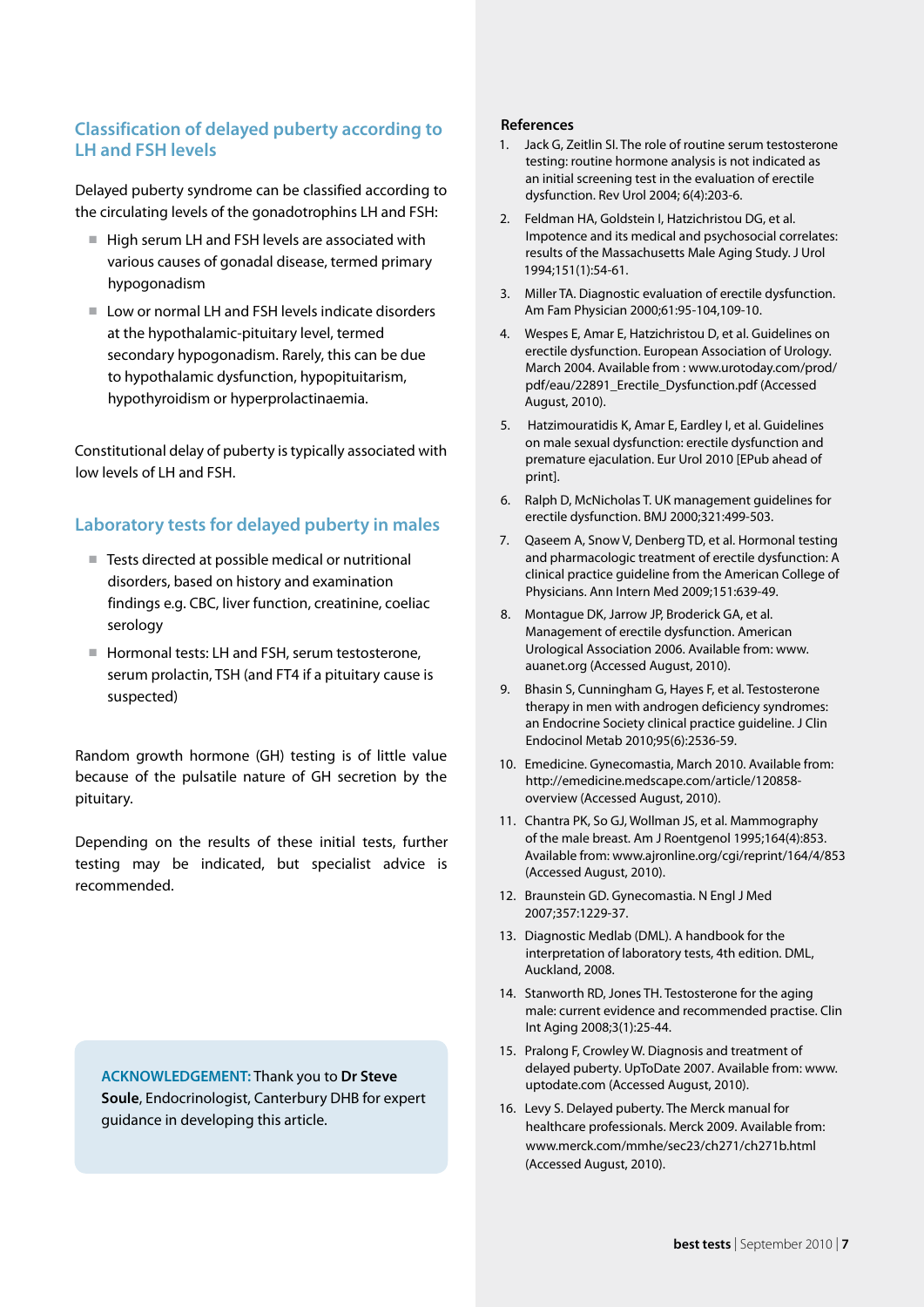## Classification of delayed puberty according to LH and FSH levels

Delayed puberty syndrome can be classified according to the circulating levels of the gonadotrophins LH and FSH:

- High serum LH and FSH levels are associated with various causes of gonadal disease, termed primary hypogonadism
- Low or normal LH and FSH levels indicate disorders at the hypothalamic-pituitary level, termed secondary hypogonadism. Rarely, this can be due to hypothalamic dysfunction, hypopituitarism, hypothyroidism or hyperprolactinaemia.

Constitutional delay of puberty is typically associated with low levels of LH and FSH.

## Laboratory tests for delayed puberty in males

- Tests directed at possible medical or nutritional disorders, based on history and examination findings e.g. CBC, liver function, creatinine, coeliac serology
- Hormonal tests: LH and FSH, serum testosterone, serum prolactin, TSH (and FT4 if a pituitary cause is suspected)

Random growth hormone (GH) testing is of little value because of the pulsatile nature of GH secretion by the pituitary.

Depending on the results of these initial tests, further testing may be indicated, but specialist advice is recommended.

**ACKNOWLEDGEMENT:** Thank you to **Dr Steve Soule**, Endocrinologist, Canterbury DHB for expert guidance in developing this article.

**References**

1. Jack G, Zeitlin SI. The role of routine serum testosterone testing: routine hormone analysis is not indicated as an initial screening test in the evaluation of erectile dysfunction. Rev Urol 2004; 6(4):203-6.
2. Feldman HA, Goldstein I, Hatzichristou DG, et al. Impotence and its medical and psychosocial correlates: results of the Massachusetts Male Aging Study. J Urol 1994;151(1):54-61.
3. Miller TA. Diagnostic evaluation of erectile dysfunction. Am Fam Physician 2000;61:95-104,109-10.
4. Wespes E, Amar E, Hatzichristou D, et al. Guidelines on erectile dysfunction. European Association of Urology. March 2004. Available from : www.urotoday.com/prod/pdf/eau/22891_Erectile_Dysfunction.pdf (Accessed August, 2010).
5. Hatzimouratidis K, Amar E, Eardley I, et al. Guidelines on male sexual dysfunction: erectile dysfunction and premature ejaculation. Eur Urol 2010 [EPub ahead of print].
6. Ralph D, McNicholas T. UK management guidelines for erectile dysfunction. BMJ 2000;321:499-503.
7. Qaseem A, Snow V, Denberg TD, et al. Hormonal testing and pharmacologic treatment of erectile dysfunction: A clinical practice guideline from the American College of Physicians. Ann Intern Med 2009;151:639-49.
8. Montague DK, Jarrow JP, Broderick GA, et al. Management of erectile dysfunction. American Urological Association 2006. Available from: www.auanet.org (Accessed August, 2010).
9. Bhasin S, Cunningham G, Hayes F, et al. Testosterone therapy in men with androgen deficiency syndromes: an Endocrine Society clinical practice guideline. J Clin Endocinol Metab 2010;95(6):2536-59.
10. Emedicine. Gynecomastia, March 2010. Available from: http://emedicine.medscape.com/article/120858-overview (Accessed August, 2010).
11. Chantra PK, So GJ, Wollman JS, et al. Mammography of the male breast. Am J Roentgenol 1995;164(4):853. Available from: www.ajronline.org/cgi/reprint/164/4/853 (Accessed August, 2010).
12. Braunstein GD. Gynecomastia. N Engl J Med 2007;357:1229-37.
13. Diagnostic Medlab (DML). A handbook for the interpretation of laboratory tests, 4th edition. DML, Auckland, 2008.
14. Stanworth RD, Jones TH. Testosterone for the aging male: current evidence and recommended practise. Clin Int Aging 2008;3(1):25-44.
15. Pralong F, Crowley W. Diagnosis and treatment of delayed puberty. UpToDate 2007. Available from: www.uptodate.com (Accessed August, 2010).
16. Levy S. Delayed puberty. The Merck manual for healthcare professionals. Merck 2009. Available from: www.merck.com/mmhe/sec23/ch271/ch271b.html (Accessed August, 2010).